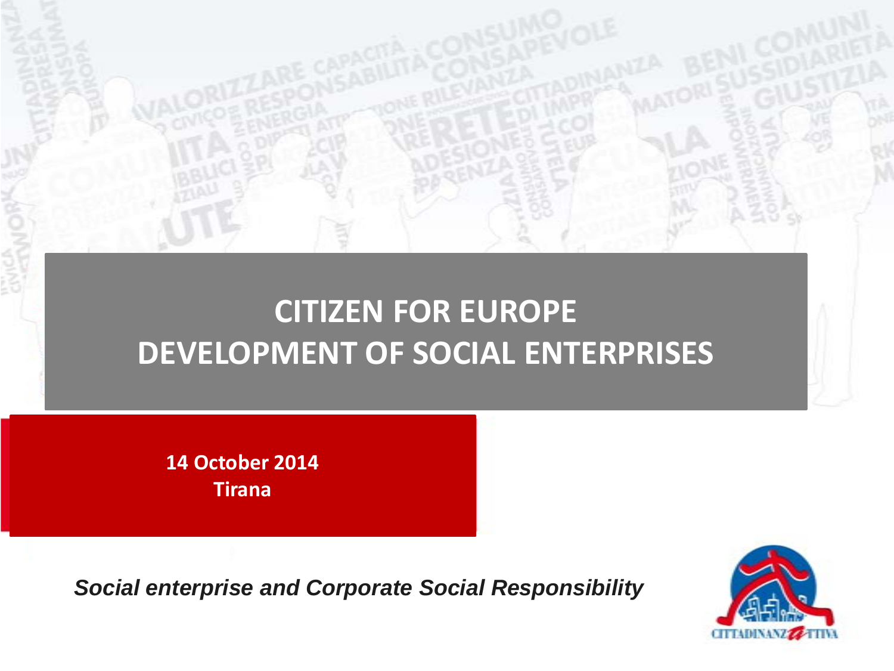# CITIZEN FOR EUROPE
# DEVELOPMENT OF SOCIAL ENTERPRISES

**14 October 2014**
**Tirana**

***Social enterprise and Corporate Social Responsibility***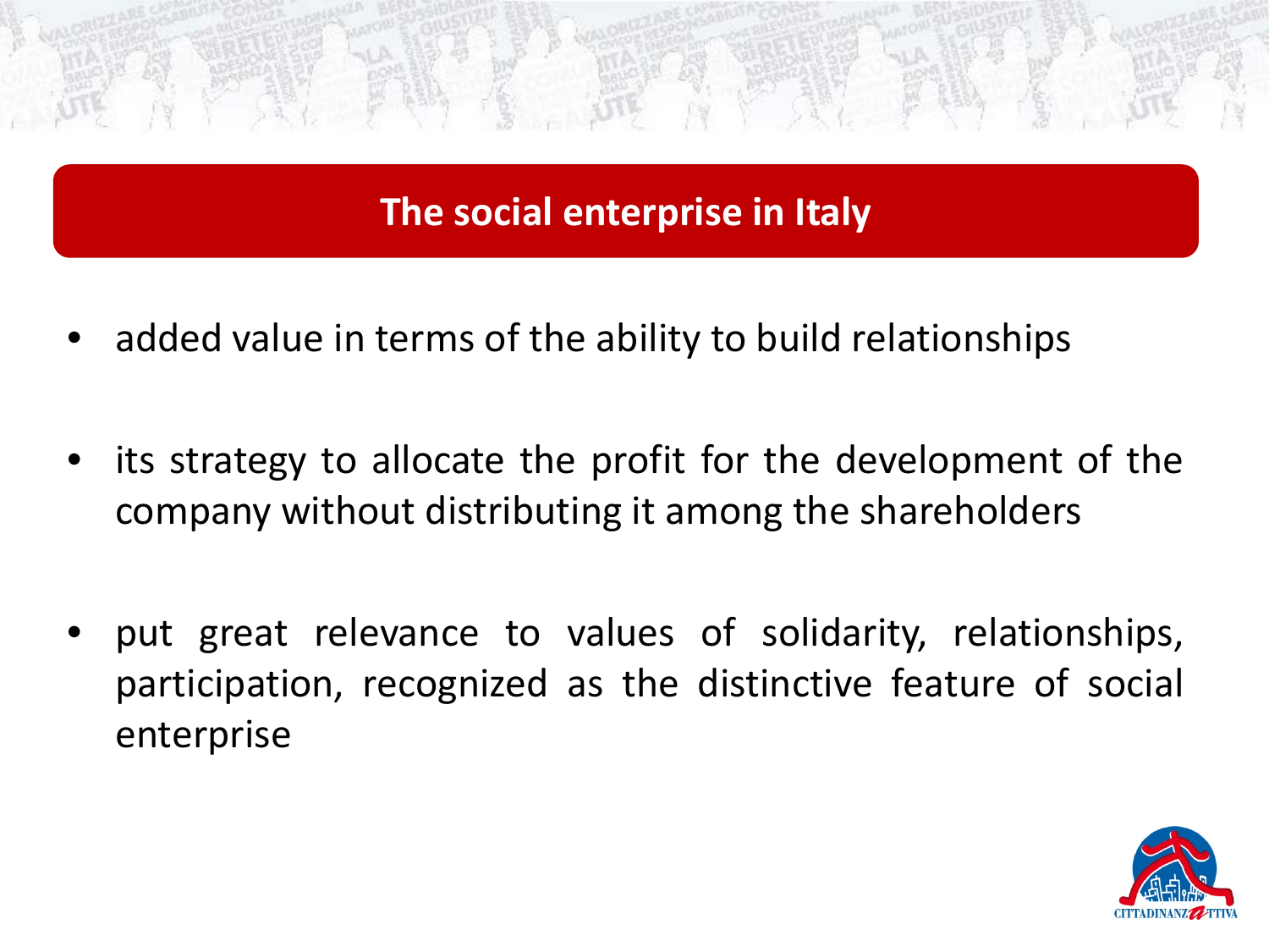# The social enterprise in Italy

- added value in terms of the ability to build relationships
- its strategy to allocate the profit for the development of the company without distributing it among the shareholders
- put great relevance to values of solidarity, relationships, participation, recognized as the distinctive feature of social enterprise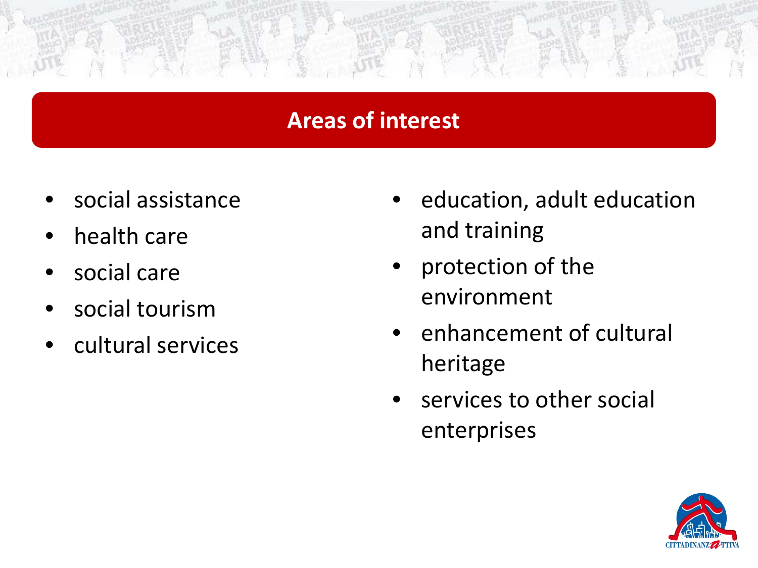## Areas of interest

- social assistance
- health care
- social care
- social tourism
- cultural services
- education, adult education and training
- protection of the environment
- enhancement of cultural heritage
- services to other social enterprises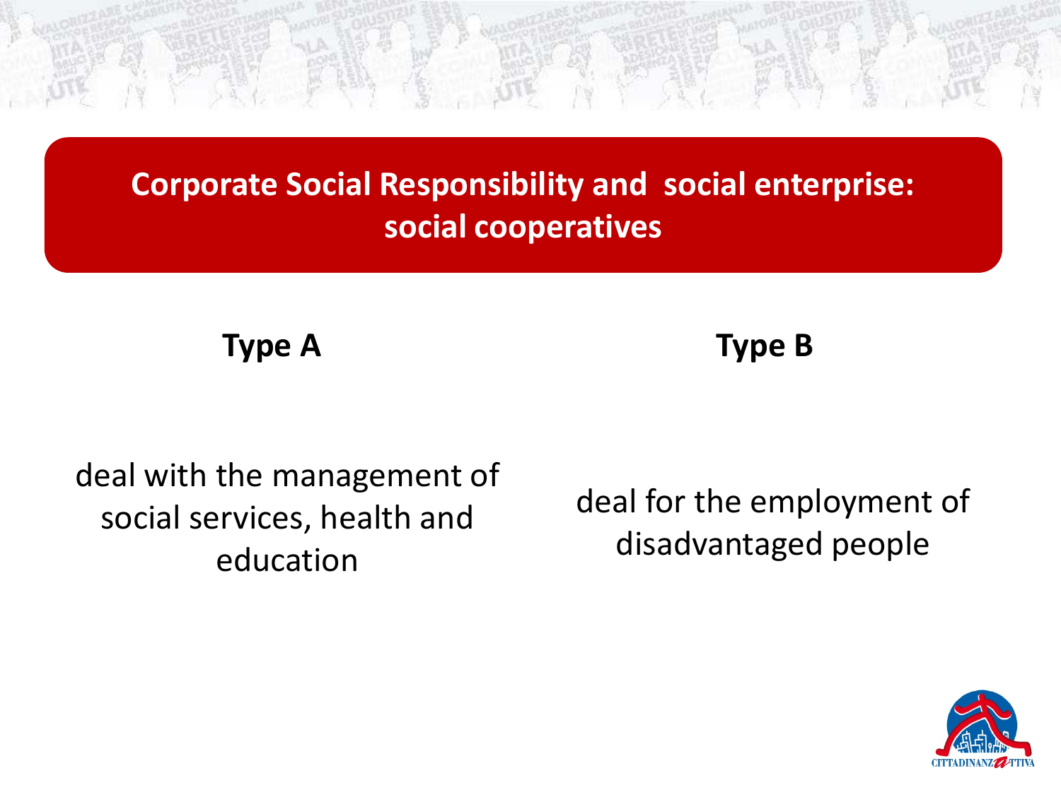# Corporate Social Responsibility and social enterprise: social cooperatives

**Type A**

deal with the management of social services, health and education

**Type B**

deal for the employment of disadvantaged people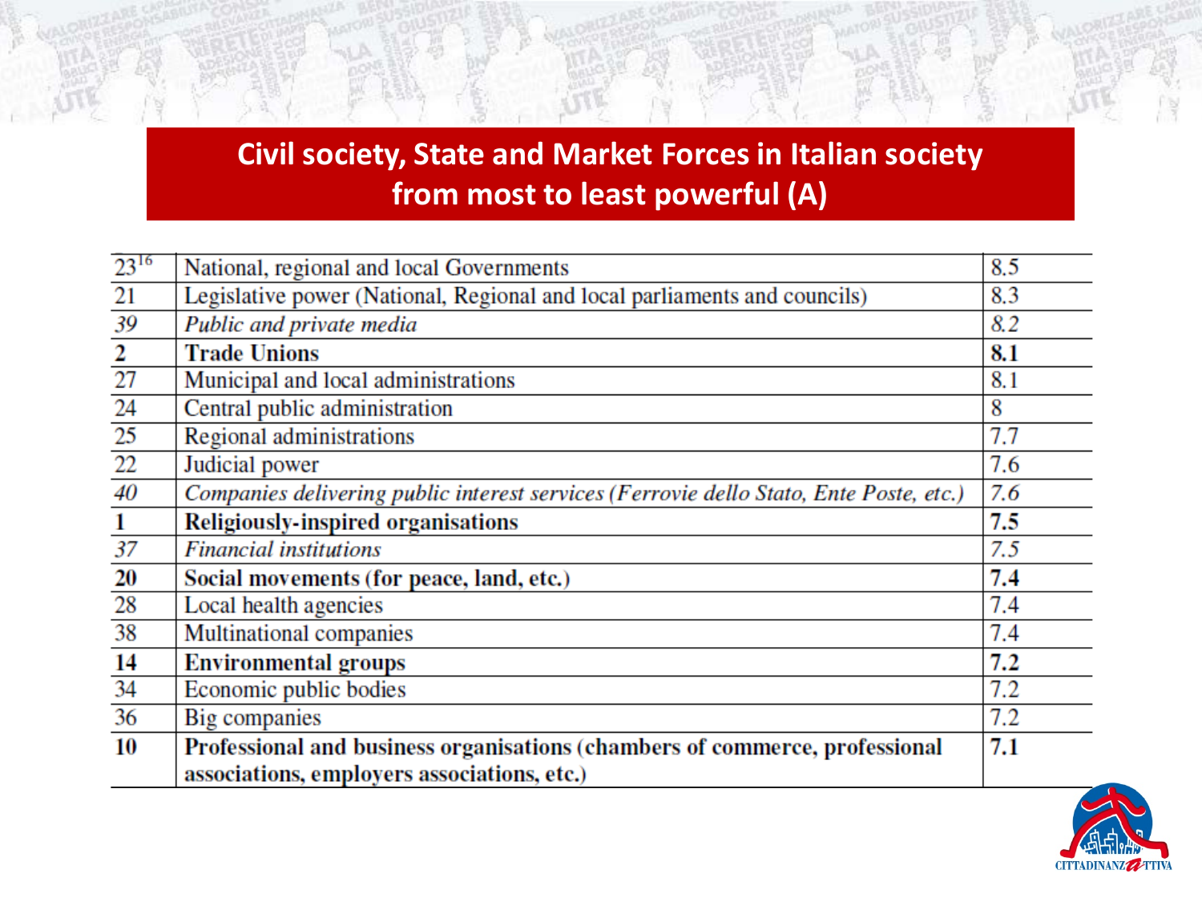# Civil society, State and Market Forces in Italian society from most to least powerful (A)

| | | |
|---|---|---|
| 23[16] | National, regional and local Governments | 8.5 |
| 21 | Legislative power (National, Regional and local parliaments and councils) | 8.3 |
| *39* | *Public and private media* | *8.2* |
| **2** | **Trade Unions** | **8.1** |
| 27 | Municipal and local administrations | 8.1 |
| 24 | Central public administration | 8 |
| 25 | Regional administrations | 7.7 |
| 22 | Judicial power | 7.6 |
| *40* | *Companies delivering public interest services (Ferrovie dello Stato, Ente Poste, etc.)* | *7.6* |
| **1** | **Religiously-inspired organisations** | **7.5** |
| *37* | *Financial institutions* | *7.5* |
| **20** | **Social movements (for peace, land, etc.)** | **7.4** |
| 28 | Local health agencies | 7.4 |
| 38 | Multinational companies | 7.4 |
| **14** | **Environmental groups** | **7.2** |
| 34 | Economic public bodies | 7.2 |
| 36 | Big companies | 7.2 |
| **10** | **Professional and business organisations (chambers of commerce, professional associations, employers associations, etc.)** | **7.1** |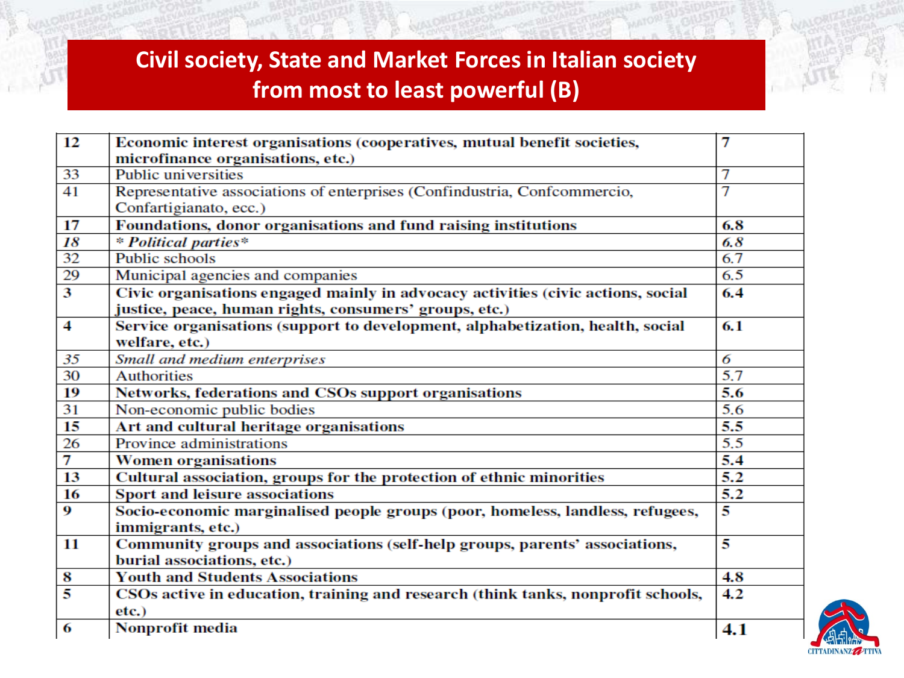# Civil society, State and Market Forces in Italian society from most to least powerful (B)

| | | |
|---|---|---|
| **12** | **Economic interest organisations (cooperatives, mutual benefit societies, microfinance organisations, etc.)** | **7** |
| 33 | Public universities | 7 |
| 41 | Representative associations of enterprises (Confindustria, Confcommercio, Confartigianato, ecc.) | 7 |
| **17** | **Foundations, donor organisations and fund raising institutions** | **6.8** |
| *18* | *\* Political parties\** | *6.8* |
| 32 | Public schools | 6.7 |
| 29 | Municipal agencies and companies | 6.5 |
| **3** | **Civic organisations engaged mainly in advocacy activities (civic actions, social justice, peace, human rights, consumers' groups, etc.)** | **6.4** |
| **4** | **Service organisations (support to development, alphabetization, health, social welfare, etc.)** | **6.1** |
| *35* | *Small and medium enterprises* | *6* |
| 30 | Authorities | 5.7 |
| **19** | **Networks, federations and CSOs support organisations** | **5.6** |
| 31 | Non-economic public bodies | 5.6 |
| **15** | **Art and cultural heritage organisations** | **5.5** |
| 26 | Province administrations | 5.5 |
| **7** | **Women organisations** | **5.4** |
| **13** | **Cultural association, groups for the protection of ethnic minorities** | **5.2** |
| **16** | **Sport and leisure associations** | **5.2** |
| **9** | **Socio-economic marginalised people groups (poor, homeless, landless, refugees, immigrants, etc.)** | **5** |
| **11** | **Community groups and associations (self-help groups, parents' associations, burial associations, etc.)** | **5** |
| **8** | **Youth and Students Associations** | **4.8** |
| **5** | **CSOs active in education, training and research (think tanks, nonprofit schools, etc.)** | **4.2** |
| **6** | **Nonprofit media** | **4.1** |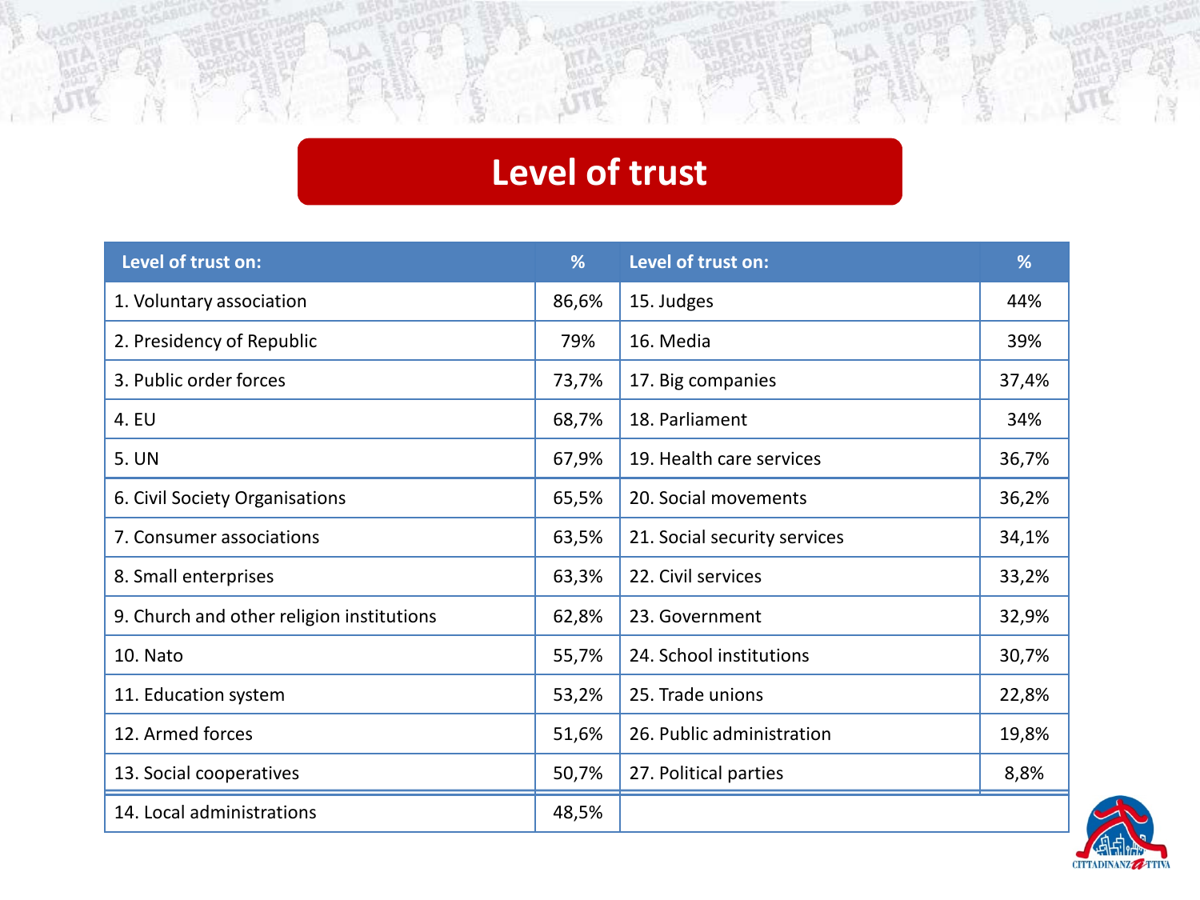# Level of trust

| Level of trust on: | % | Level of trust on: | % |
|---|---|---|---|
| 1. Voluntary association | 86,6% | 15. Judges | 44% |
| 2. Presidency of Republic | 79% | 16. Media | 39% |
| 3. Public order forces | 73,7% | 17. Big companies | 37,4% |
| 4. EU | 68,7% | 18. Parliament | 34% |
| 5. UN | 67,9% | 19. Health care services | 36,7% |
| 6. Civil Society Organisations | 65,5% | 20. Social movements | 36,2% |
| 7. Consumer associations | 63,5% | 21. Social security services | 34,1% |
| 8. Small enterprises | 63,3% | 22. Civil services | 33,2% |
| 9. Church and other religion institutions | 62,8% | 23. Government | 32,9% |
| 10. Nato | 55,7% | 24. School institutions | 30,7% |
| 11. Education system | 53,2% | 25. Trade unions | 22,8% |
| 12. Armed forces | 51,6% | 26. Public administration | 19,8% |
| 13. Social cooperatives | 50,7% | 27. Political parties | 8,8% |
| 14. Local administrations | 48,5% | | |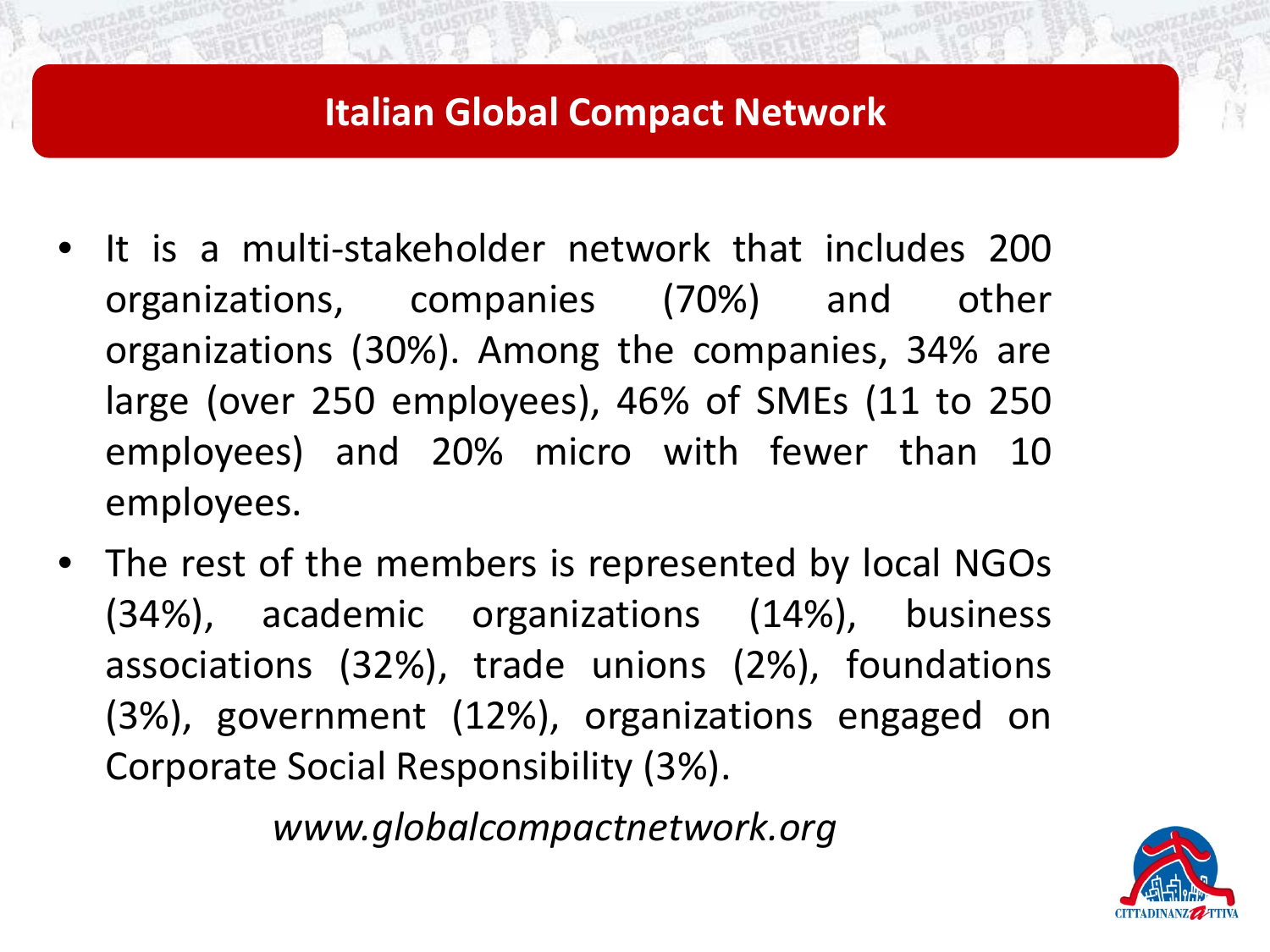# Italian Global Compact Network

- It is a multi-stakeholder network that includes 200 organizations, companies (70%) and other organizations (30%). Among the companies, 34% are large (over 250 employees), 46% of SMEs (11 to 250 employees) and 20% micro with fewer than 10 employees.
- The rest of the members is represented by local NGOs (34%), academic organizations (14%), business associations (32%), trade unions (2%), foundations (3%), government (12%), organizations engaged on Corporate Social Responsibility (3%).

*www.globalcompactnetwork.org*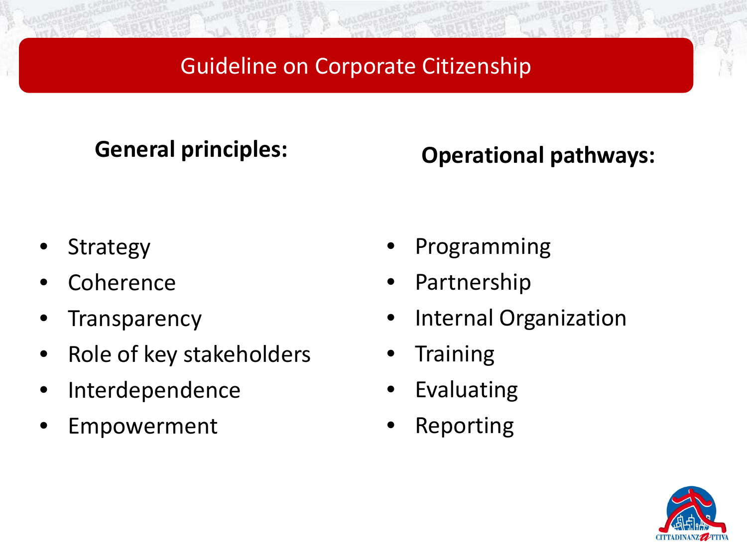# Guideline on Corporate Citizenship

**General principles:**

- Strategy
- Coherence
- Transparency
- Role of key stakeholders
- Interdependence
- Empowerment

**Operational pathways:**

- Programming
- Partnership
- Internal Organization
- Training
- Evaluating
- Reporting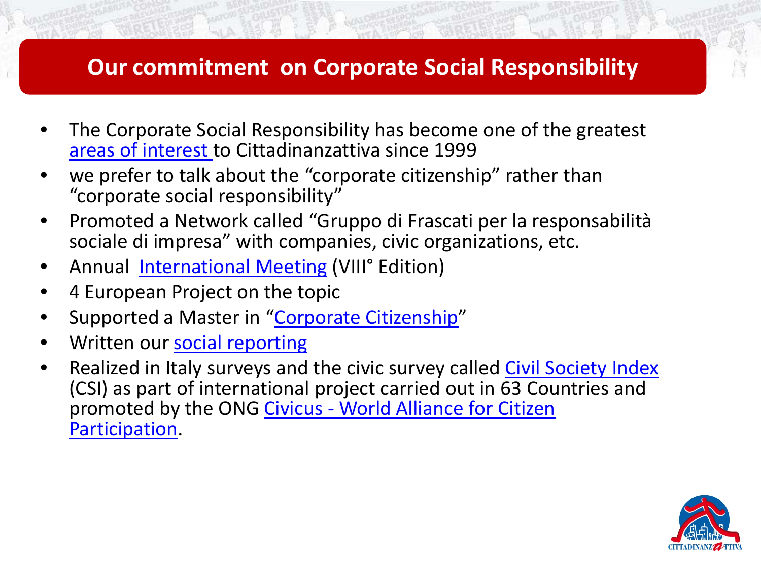# Our commitment on Corporate Social Responsibility

- The Corporate Social Responsibility has become one of the greatest areas of interest to Cittadinanzattiva since 1999
- we prefer to talk about the "corporate citizenship" rather than "corporate social responsibility"
- Promoted a Network called "Gruppo di Frascati per la responsabilità sociale di impresa" with companies, civic organizations, etc.
- Annual International Meeting (VIII° Edition)
- 4 European Project on the topic
- Supported a Master in "Corporate Citizenship"
- Written our social reporting
- Realized in Italy surveys and the civic survey called Civil Society Index (CSI) as part of international project carried out in 63 Countries and promoted by the ONG Civicus - World Alliance for Citizen Participation.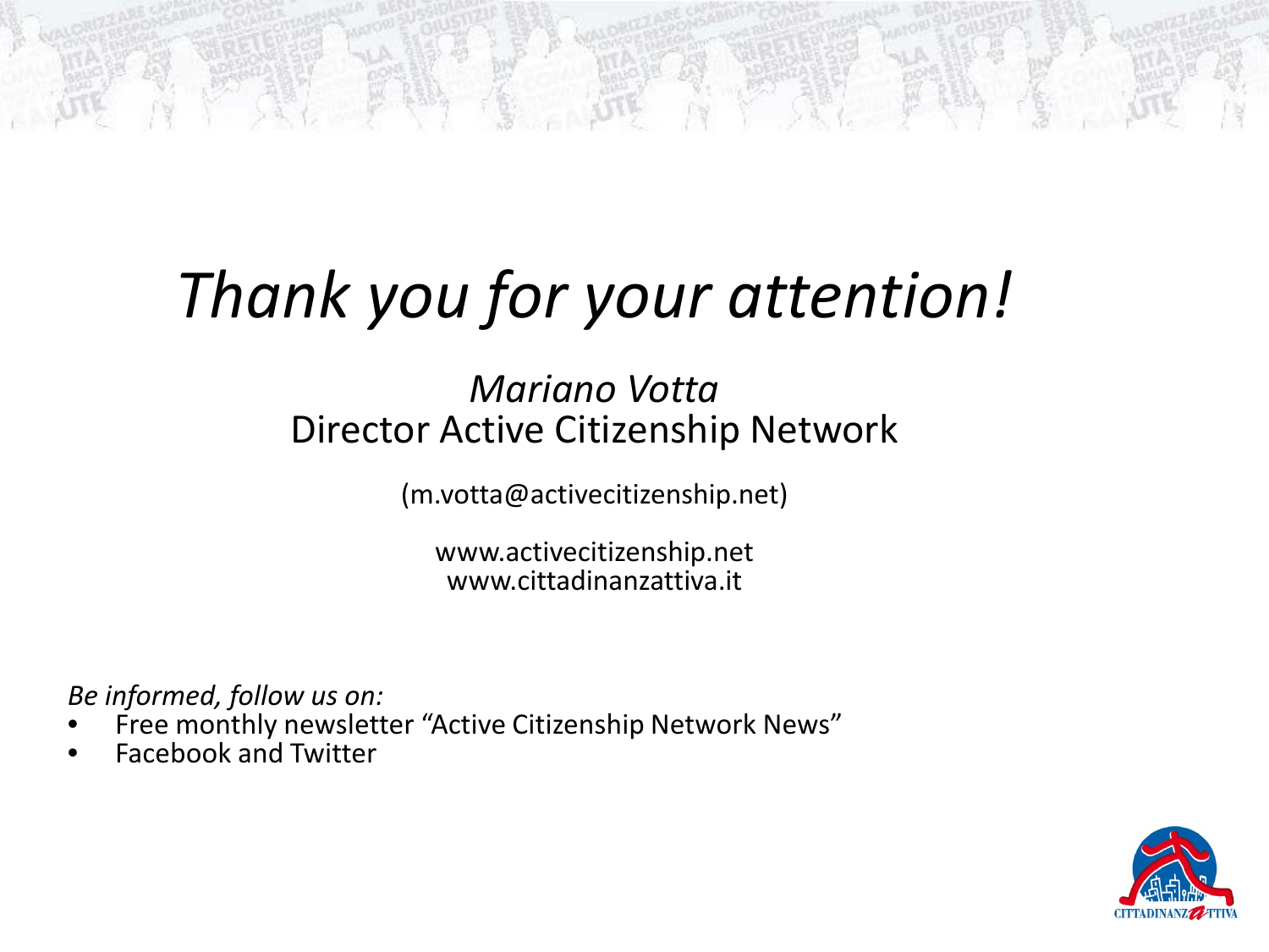# *Thank you for your attention!*

*Mariano Votta*
Director Active Citizenship Network

(m.votta@activecitizenship.net)

www.activecitizenship.net
www.cittadinanzattiva.it

*Be informed, follow us on:*

- Free monthly newsletter “Active Citizenship Network News”
- Facebook and Twitter